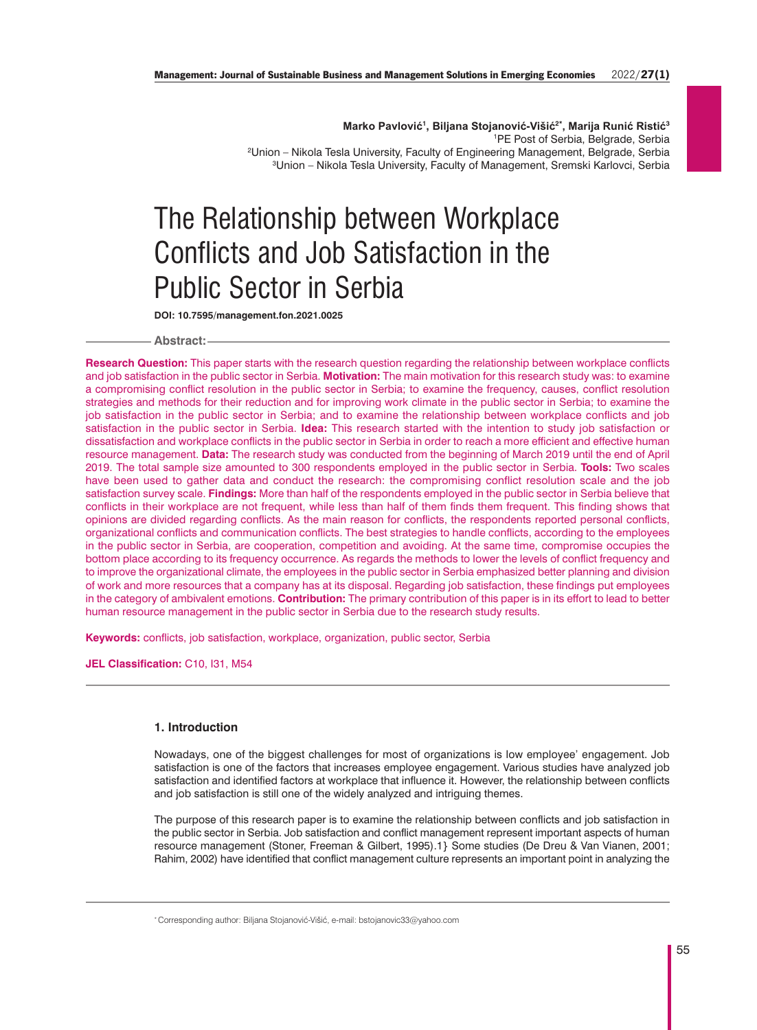Marko Pavlović[1], Biljana Stojanović-Višić[2*], Marija Runić Ristić[3]

[1]PE Post of Serbia, Belgrade, Serbia

[2]Union – Nikola Tesla University, Faculty of Engineering Management, Belgrade, Serbia

[3]Union – Nikola Tesla University, Faculty of Management, Sremski Karlovci, Serbia

# The Relationship between Workplace Conflicts and Job Satisfaction in the Public Sector in Serbia

**DOI: 10.7595/management.fon.2021.0025**

**Abstract:**

**Research Question:** This paper starts with the research question regarding the relationship between workplace conflicts and job satisfaction in the public sector in Serbia. **Motivation:** The main motivation for this research study was: to examine a compromising conflict resolution in the public sector in Serbia; to examine the frequency, causes, conflict resolution strategies and methods for their reduction and for improving work climate in the public sector in Serbia; to examine the job satisfaction in the public sector in Serbia; and to examine the relationship between workplace conflicts and job satisfaction in the public sector in Serbia. **Idea:** This research started with the intention to study job satisfaction or dissatisfaction and workplace conflicts in the public sector in Serbia in order to reach a more efficient and effective human resource management. **Data:** The research study was conducted from the beginning of March 2019 until the end of April 2019. The total sample size amounted to 300 respondents employed in the public sector in Serbia. **Tools:** Two scales have been used to gather data and conduct the research: the compromising conflict resolution scale and the job satisfaction survey scale. **Findings:** More than half of the respondents employed in the public sector in Serbia believe that conflicts in their workplace are not frequent, while less than half of them finds them frequent. This finding shows that opinions are divided regarding conflicts. As the main reason for conflicts, the respondents reported personal conflicts, organizational conflicts and communication conflicts. The best strategies to handle conflicts, according to the employees in the public sector in Serbia, are cooperation, competition and avoiding. At the same time, compromise occupies the bottom place according to its frequency occurrence. As regards the methods to lower the levels of conflict frequency and to improve the organizational climate, the employees in the public sector in Serbia emphasized better planning and division of work and more resources that a company has at its disposal. Regarding job satisfaction, these findings put employees in the category of ambivalent emotions. **Contribution:** The primary contribution of this paper is in its effort to lead to better human resource management in the public sector in Serbia due to the research study results.

**Keywords:** conflicts, job satisfaction, workplace, organization, public sector, Serbia

**JEL Classification:** C10, I31, M54

## 1. Introduction

Nowadays, one of the biggest challenges for most of organizations is low employee' engagement. Job satisfaction is one of the factors that increases employee engagement. Various studies have analyzed job satisfaction and identified factors at workplace that influence it. However, the relationship between conflicts and job satisfaction is still one of the widely analyzed and intriguing themes.

The purpose of this research paper is to examine the relationship between conflicts and job satisfaction in the public sector in Serbia. Job satisfaction and conflict management represent important aspects of human resource management (Stoner, Freeman & Gilbert, 1995).1} Some studies (De Dreu & Van Vianen, 2001; Rahim, 2002) have identified that conflict management culture represents an important point in analyzing the

* Corresponding author: Biljana Stojanović-Višić, e-mail: bstojanovic33@yahoo.com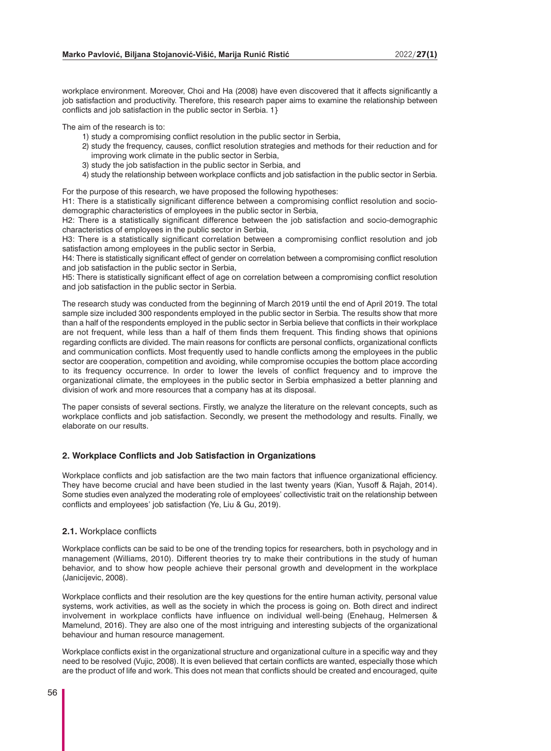workplace environment. Moreover, Choi and Ha (2008) have even discovered that it affects significantly a job satisfaction and productivity. Therefore, this research paper aims to examine the relationship between conflicts and job satisfaction in the public sector in Serbia. 1}

The aim of the research is to:

1) study a compromising conflict resolution in the public sector in Serbia,
2) study the frequency, causes, conflict resolution strategies and methods for their reduction and for improving work climate in the public sector in Serbia,
3) study the job satisfaction in the public sector in Serbia, and
4) study the relationship between workplace conflicts and job satisfaction in the public sector in Serbia.

For the purpose of this research, we have proposed the following hypotheses:

H1: There is a statistically significant difference between a compromising conflict resolution and socio-demographic characteristics of employees in the public sector in Serbia,

H2: There is a statistically significant difference between the job satisfaction and socio-demographic characteristics of employees in the public sector in Serbia,

H3: There is a statistically significant correlation between a compromising conflict resolution and job satisfaction among employees in the public sector in Serbia,

H4: There is statistically significant effect of gender on correlation between a compromising conflict resolution and job satisfaction in the public sector in Serbia,

H5: There is statistically significant effect of age on correlation between a compromising conflict resolution and job satisfaction in the public sector in Serbia.

The research study was conducted from the beginning of March 2019 until the end of April 2019. The total sample size included 300 respondents employed in the public sector in Serbia. The results show that more than a half of the respondents employed in the public sector in Serbia believe that conflicts in their workplace are not frequent, while less than a half of them finds them frequent. This finding shows that opinions regarding conflicts are divided. The main reasons for conflicts are personal conflicts, organizational conflicts and communication conflicts. Most frequently used to handle conflicts among the employees in the public sector are cooperation, competition and avoiding, while compromise occupies the bottom place according to its frequency occurrence. In order to lower the levels of conflict frequency and to improve the organizational climate, the employees in the public sector in Serbia emphasized a better planning and division of work and more resources that a company has at its disposal.

The paper consists of several sections. Firstly, we analyze the literature on the relevant concepts, such as workplace conflicts and job satisfaction. Secondly, we present the methodology and results. Finally, we elaborate on our results.

## 2. Workplace Conflicts and Job Satisfaction in Organizations

Workplace conflicts and job satisfaction are the two main factors that influence organizational efficiency. They have become crucial and have been studied in the last twenty years (Kian, Yusoff & Rajah, 2014). Some studies even analyzed the moderating role of employees' collectivistic trait on the relationship between conflicts and employees' job satisfaction (Ye, Liu & Gu, 2019).

### 2.1. Workplace conflicts

Workplace conflicts can be said to be one of the trending topics for researchers, both in psychology and in management (Williams, 2010). Different theories try to make their contributions in the study of human behavior, and to show how people achieve their personal growth and development in the workplace (Janicijevic, 2008).

Workplace conflicts and their resolution are the key questions for the entire human activity, personal value systems, work activities, as well as the society in which the process is going on. Both direct and indirect involvement in workplace conflicts have influence on individual well-being (Enehaug, Helmersen & Mamelund, 2016). They are also one of the most intriguing and interesting subjects of the organizational behaviour and human resource management.

Workplace conflicts exist in the organizational structure and organizational culture in a specific way and they need to be resolved (Vujic, 2008). It is even believed that certain conflicts are wanted, especially those which are the product of life and work. This does not mean that conflicts should be created and encouraged, quite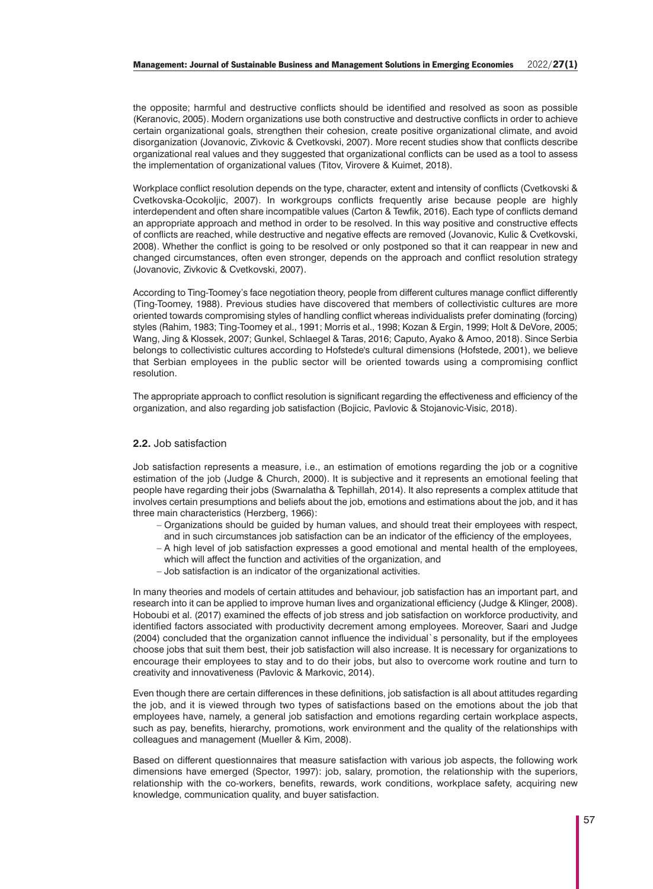the opposite; harmful and destructive conflicts should be identified and resolved as soon as possible (Keranovic, 2005). Modern organizations use both constructive and destructive conflicts in order to achieve certain organizational goals, strengthen their cohesion, create positive organizational climate, and avoid disorganization (Jovanovic, Zivkovic & Cvetkovski, 2007). More recent studies show that conflicts describe organizational real values and they suggested that organizational conflicts can be used as a tool to assess the implementation of organizational values (Titov, Virovere & Kuimet, 2018).

Workplace conflict resolution depends on the type, character, extent and intensity of conflicts (Cvetkovski & Cvetkovska-Ocokoljic, 2007). In workgroups conflicts frequently arise because people are highly interdependent and often share incompatible values (Carton & Tewfik, 2016). Each type of conflicts demand an appropriate approach and method in order to be resolved. In this way positive and constructive effects of conflicts are reached, while destructive and negative effects are removed (Jovanovic, Kulic & Cvetkovski, 2008). Whether the conflict is going to be resolved or only postponed so that it can reappear in new and changed circumstances, often even stronger, depends on the approach and conflict resolution strategy (Jovanovic, Zivkovic & Cvetkovski, 2007).

According to Ting-Toomey's face negotiation theory, people from different cultures manage conflict differently (Ting-Toomey, 1988). Previous studies have discovered that members of collectivistic cultures are more oriented towards compromising styles of handling conflict whereas individualists prefer dominating (forcing) styles (Rahim, 1983; Ting-Toomey et al., 1991; Morris et al., 1998; Kozan & Ergin, 1999; Holt & DeVore, 2005; Wang, Jing & Klossek, 2007; Gunkel, Schlaegel & Taras, 2016; Caputo, Ayako & Amoo, 2018). Since Serbia belongs to collectivistic cultures according to Hofstede's cultural dimensions (Hofstede, 2001), we believe that Serbian employees in the public sector will be oriented towards using a compromising conflict resolution.

The appropriate approach to conflict resolution is significant regarding the effectiveness and efficiency of the organization, and also regarding job satisfaction (Bojicic, Pavlovic & Stojanovic-Visic, 2018).

### 2.2. Job satisfaction

Job satisfaction represents a measure, i.e., an estimation of emotions regarding the job or a cognitive estimation of the job (Judge & Church, 2000). It is subjective and it represents an emotional feeling that people have regarding their jobs (Swarnalatha & Tephillah, 2014). It also represents a complex attitude that involves certain presumptions and beliefs about the job, emotions and estimations about the job, and it has three main characteristics (Herzberg, 1966):

- Organizations should be guided by human values, and should treat their employees with respect, and in such circumstances job satisfaction can be an indicator of the efficiency of the employees,
- A high level of job satisfaction expresses a good emotional and mental health of the employees, which will affect the function and activities of the organization, and
- Job satisfaction is an indicator of the organizational activities.

In many theories and models of certain attitudes and behaviour, job satisfaction has an important part, and research into it can be applied to improve human lives and organizational efficiency (Judge & Klinger, 2008). Hoboubi et al. (2017) examined the effects of job stress and job satisfaction on workforce productivity, and identified factors associated with productivity decrement among employees. Moreover, Saari and Judge (2004) concluded that the organization cannot influence the individual`s personality, but if the employees choose jobs that suit them best, their job satisfaction will also increase. It is necessary for organizations to encourage their employees to stay and to do their jobs, but also to overcome work routine and turn to creativity and innovativeness (Pavlovic & Markovic, 2014).

Even though there are certain differences in these definitions, job satisfaction is all about attitudes regarding the job, and it is viewed through two types of satisfactions based on the emotions about the job that employees have, namely, a general job satisfaction and emotions regarding certain workplace aspects, such as pay, benefits, hierarchy, promotions, work environment and the quality of the relationships with colleagues and management (Mueller & Kim, 2008).

Based on different questionnaires that measure satisfaction with various job aspects, the following work dimensions have emerged (Spector, 1997): job, salary, promotion, the relationship with the superiors, relationship with the co-workers, benefits, rewards, work conditions, workplace safety, acquiring new knowledge, communication quality, and buyer satisfaction.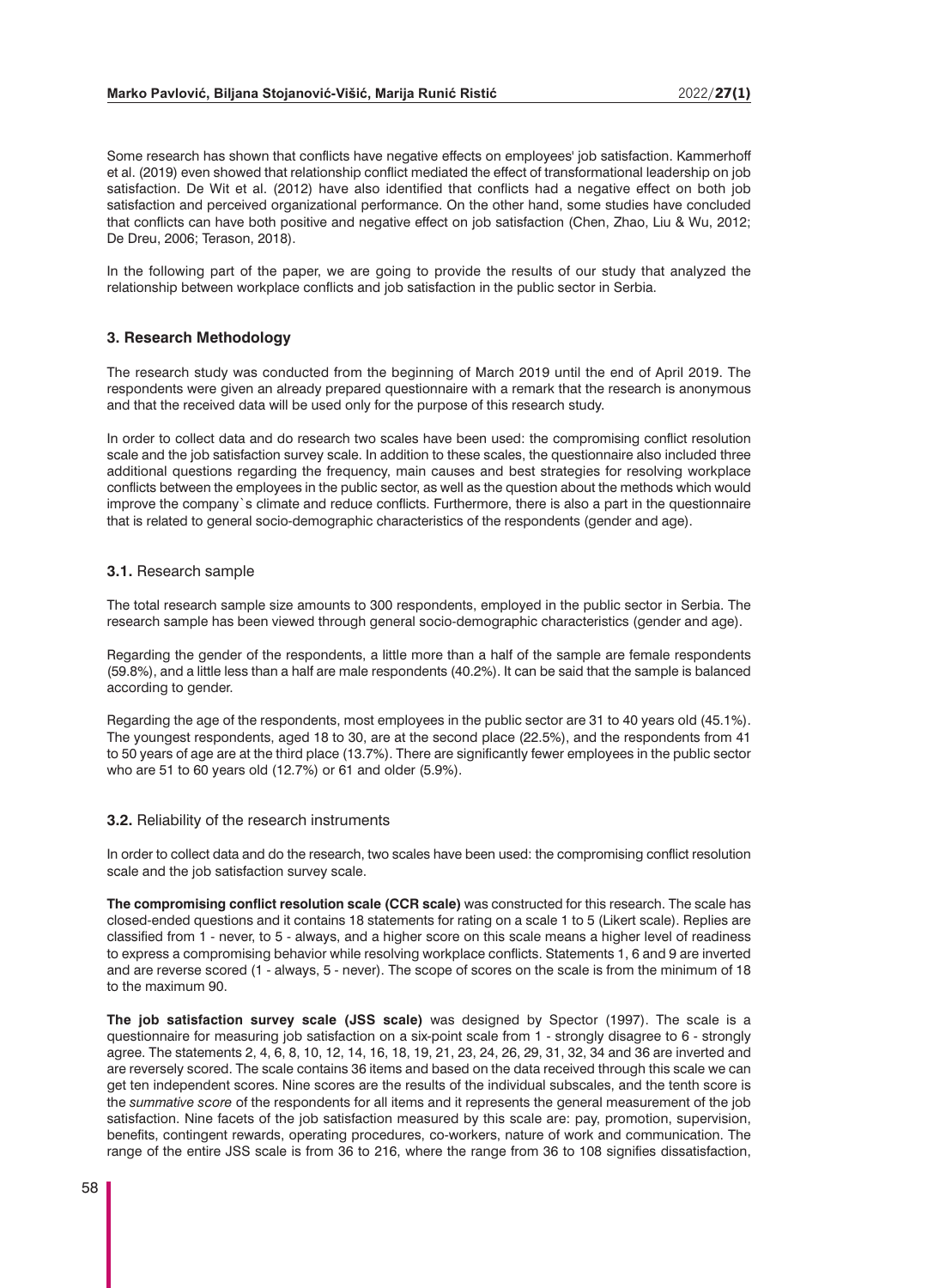Some research has shown that conflicts have negative effects on employees' job satisfaction. Kammerhoff et al. (2019) even showed that relationship conflict mediated the effect of transformational leadership on job satisfaction. De Wit et al. (2012) have also identified that conflicts had a negative effect on both job satisfaction and perceived organizational performance. On the other hand, some studies have concluded that conflicts can have both positive and negative effect on job satisfaction (Chen, Zhao, Liu & Wu, 2012; De Dreu, 2006; Terason, 2018).

In the following part of the paper, we are going to provide the results of our study that analyzed the relationship between workplace conflicts and job satisfaction in the public sector in Serbia.

## 3. Research Methodology

The research study was conducted from the beginning of March 2019 until the end of April 2019. The respondents were given an already prepared questionnaire with a remark that the research is anonymous and that the received data will be used only for the purpose of this research study.

In order to collect data and do research two scales have been used: the compromising conflict resolution scale and the job satisfaction survey scale. In addition to these scales, the questionnaire also included three additional questions regarding the frequency, main causes and best strategies for resolving workplace conflicts between the employees in the public sector, as well as the question about the methods which would improve the company`s climate and reduce conflicts. Furthermore, there is also a part in the questionnaire that is related to general socio-demographic characteristics of the respondents (gender and age).

### 3.1. Research sample

The total research sample size amounts to 300 respondents, employed in the public sector in Serbia. The research sample has been viewed through general socio-demographic characteristics (gender and age).

Regarding the gender of the respondents, a little more than a half of the sample are female respondents (59.8%), and a little less than a half are male respondents (40.2%). It can be said that the sample is balanced according to gender.

Regarding the age of the respondents, most employees in the public sector are 31 to 40 years old (45.1%). The youngest respondents, aged 18 to 30, are at the second place (22.5%), and the respondents from 41 to 50 years of age are at the third place (13.7%). There are significantly fewer employees in the public sector who are 51 to 60 years old (12.7%) or 61 and older (5.9%).

### 3.2. Reliability of the research instruments

In order to collect data and do the research, two scales have been used: the compromising conflict resolution scale and the job satisfaction survey scale.

**The compromising conflict resolution scale (CCR scale)** was constructed for this research. The scale has closed-ended questions and it contains 18 statements for rating on a scale 1 to 5 (Likert scale). Replies are classified from 1 - never, to 5 - always, and a higher score on this scale means a higher level of readiness to express a compromising behavior while resolving workplace conflicts. Statements 1, 6 and 9 are inverted and are reverse scored (1 - always, 5 - never). The scope of scores on the scale is from the minimum of 18 to the maximum 90.

**The job satisfaction survey scale (JSS scale)** was designed by Spector (1997). The scale is a questionnaire for measuring job satisfaction on a six-point scale from 1 - strongly disagree to 6 - strongly agree. The statements 2, 4, 6, 8, 10, 12, 14, 16, 18, 19, 21, 23, 24, 26, 29, 31, 32, 34 and 36 are inverted and are reversely scored. The scale contains 36 items and based on the data received through this scale we can get ten independent scores. Nine scores are the results of the individual subscales, and the tenth score is the *summative score* of the respondents for all items and it represents the general measurement of the job satisfaction. Nine facets of the job satisfaction measured by this scale are: pay, promotion, supervision, benefits, contingent rewards, operating procedures, co-workers, nature of work and communication. The range of the entire JSS scale is from 36 to 216, where the range from 36 to 108 signifies dissatisfaction,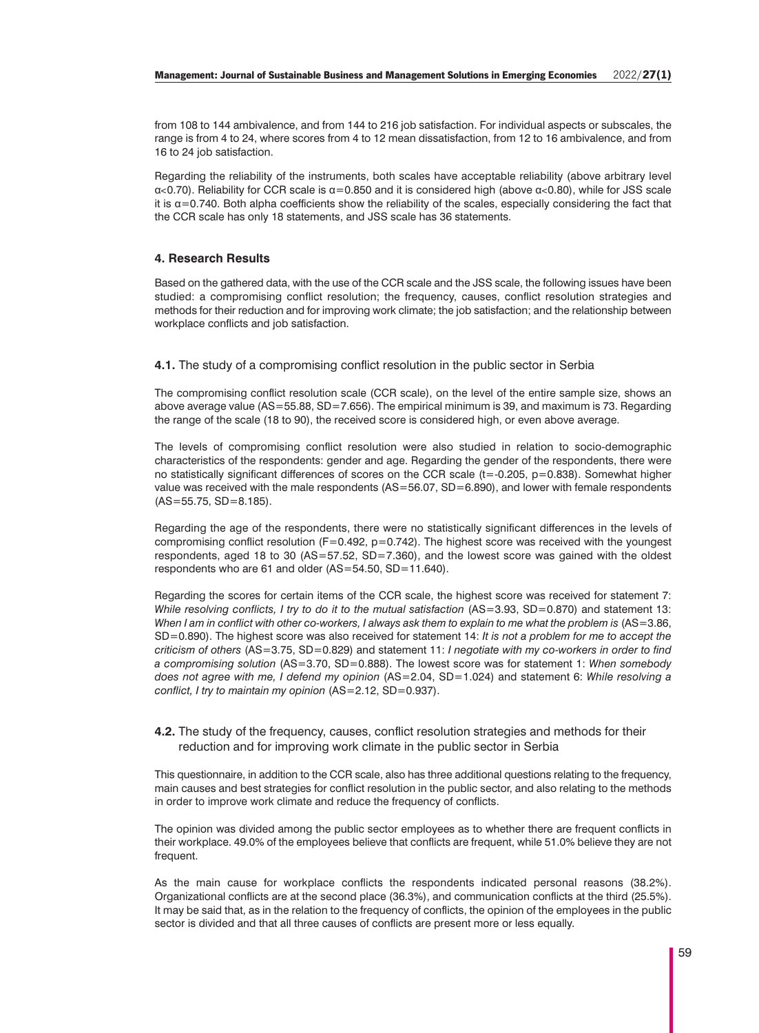from 108 to 144 ambivalence, and from 144 to 216 job satisfaction. For individual aspects or subscales, the range is from 4 to 24, where scores from 4 to 12 mean dissatisfaction, from 12 to 16 ambivalence, and from 16 to 24 job satisfaction.

Regarding the reliability of the instruments, both scales have acceptable reliability (above arbitrary level $\alpha<0.70$). Reliability for CCR scale is $\alpha=0.850$ and it is considered high (above $\alpha<0.80$), while for JSS scale it is $\alpha=0.740$. Both alpha coefficients show the reliability of the scales, especially considering the fact that the CCR scale has only 18 statements, and JSS scale has 36 statements.

### 4. Research Results

Based on the gathered data, with the use of the CCR scale and the JSS scale, the following issues have been studied: a compromising conflict resolution; the frequency, causes, conflict resolution strategies and methods for their reduction and for improving work climate; the job satisfaction; and the relationship between workplace conflicts and job satisfaction.

#### 4.1. The study of a compromising conflict resolution in the public sector in Serbia

The compromising conflict resolution scale (CCR scale), on the level of the entire sample size, shows an above average value (AS=55.88, SD=7.656). The empirical minimum is 39, and maximum is 73. Regarding the range of the scale (18 to 90), the received score is considered high, or even above average.

The levels of compromising conflict resolution were also studied in relation to socio-demographic characteristics of the respondents: gender and age. Regarding the gender of the respondents, there were no statistically significant differences of scores on the CCR scale ($t=-0.205$, $p=0.838$). Somewhat higher value was received with the male respondents (AS=56.07, SD=6.890), and lower with female respondents (AS=55.75, SD=8.185).

Regarding the age of the respondents, there were no statistically significant differences in the levels of compromising conflict resolution ($F=0.492$, $p=0.742$). The highest score was received with the youngest respondents, aged 18 to 30 (AS=57.52, SD=7.360), and the lowest score was gained with the oldest respondents who are 61 and older (AS=54.50, SD=11.640).

Regarding the scores for certain items of the CCR scale, the highest score was received for statement 7: *While resolving conflicts, I try to do it to the mutual satisfaction* (AS=3.93, SD=0.870) and statement 13: *When I am in conflict with other co-workers, I always ask them to explain to me what the problem is* (AS=3.86, SD=0.890). The highest score was also received for statement 14: *It is not a problem for me to accept the criticism of others* (AS=3.75, SD=0.829) and statement 11: *I negotiate with my co-workers in order to find a compromising solution* (AS=3.70, SD=0.888). The lowest score was for statement 1: *When somebody does not agree with me, I defend my opinion* (AS=2.04, SD=1.024) and statement 6: *While resolving a conflict, I try to maintain my opinion* (AS=2.12, SD=0.937).

#### 4.2. The study of the frequency, causes, conflict resolution strategies and methods for their reduction and for improving work climate in the public sector in Serbia

This questionnaire, in addition to the CCR scale, also has three additional questions relating to the frequency, main causes and best strategies for conflict resolution in the public sector, and also relating to the methods in order to improve work climate and reduce the frequency of conflicts.

The opinion was divided among the public sector employees as to whether there are frequent conflicts in their workplace. 49.0% of the employees believe that conflicts are frequent, while 51.0% believe they are not frequent.

As the main cause for workplace conflicts the respondents indicated personal reasons (38.2%). Organizational conflicts are at the second place (36.3%), and communication conflicts at the third (25.5%). It may be said that, as in the relation to the frequency of conflicts, the opinion of the employees in the public sector is divided and that all three causes of conflicts are present more or less equally.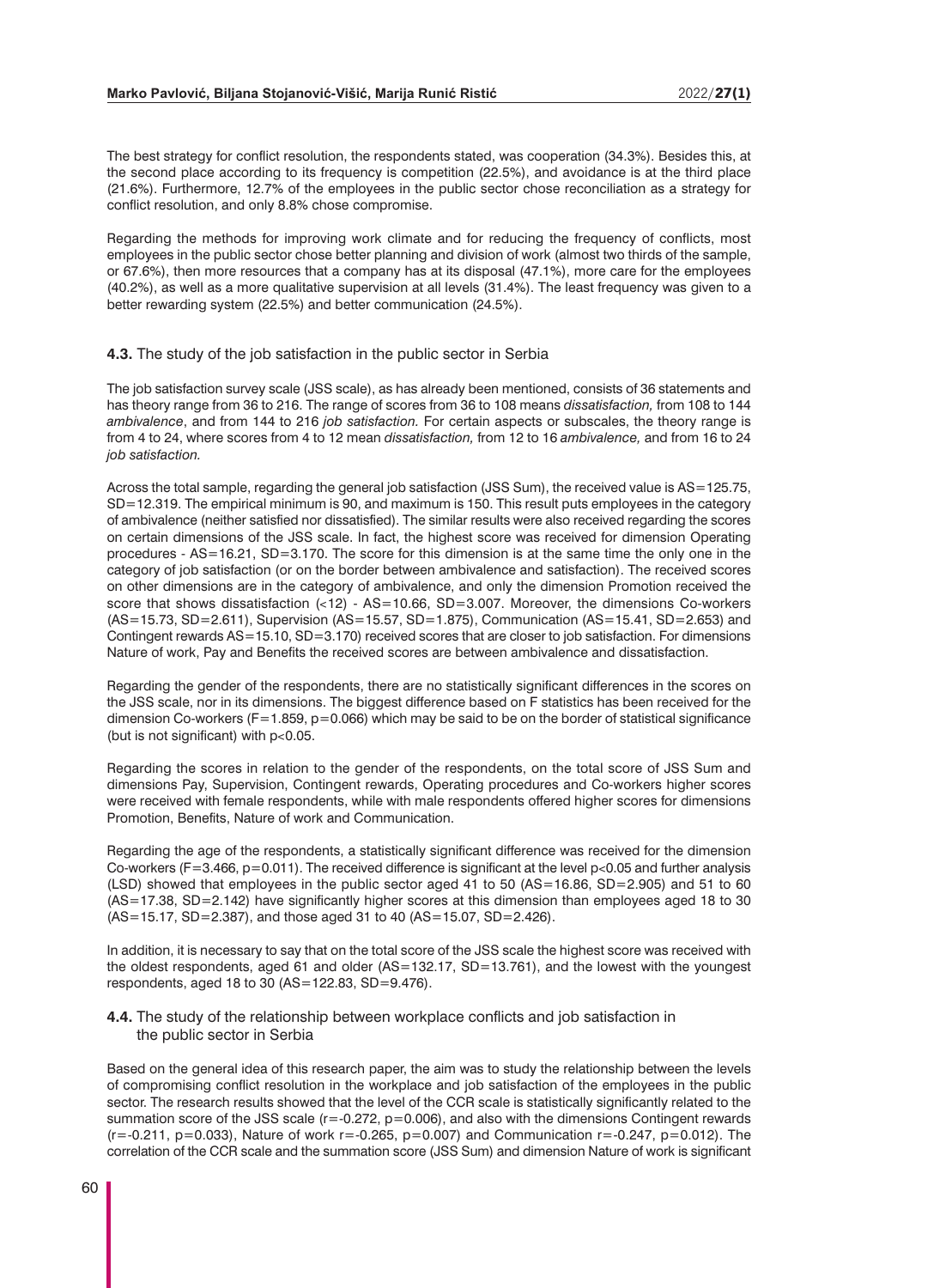The best strategy for conflict resolution, the respondents stated, was cooperation (34.3%). Besides this, at the second place according to its frequency is competition (22.5%), and avoidance is at the third place (21.6%). Furthermore, 12.7% of the employees in the public sector chose reconciliation as a strategy for conflict resolution, and only 8.8% chose compromise.

Regarding the methods for improving work climate and for reducing the frequency of conflicts, most employees in the public sector chose better planning and division of work (almost two thirds of the sample, or 67.6%), then more resources that a company has at its disposal (47.1%), more care for the employees (40.2%), as well as a more qualitative supervision at all levels (31.4%). The least frequency was given to a better rewarding system (22.5%) and better communication (24.5%).

### **4.3.** The study of the job satisfaction in the public sector in Serbia

The job satisfaction survey scale (JSS scale), as has already been mentioned, consists of 36 statements and has theory range from 36 to 216. The range of scores from 36 to 108 means *dissatisfaction,* from 108 to 144 *ambivalence*, and from 144 to 216 *job satisfaction.* For certain aspects or subscales, the theory range is from 4 to 24, where scores from 4 to 12 mean *dissatisfaction,* from 12 to 16 *ambivalence,* and from 16 to 24 *job satisfaction.*

Across the total sample, regarding the general job satisfaction (JSS Sum), the received value is AS=125.75, SD=12.319. The empirical minimum is 90, and maximum is 150. This result puts employees in the category of ambivalence (neither satisfied nor dissatisfied). The similar results were also received regarding the scores on certain dimensions of the JSS scale. In fact, the highest score was received for dimension Operating procedures - AS=16.21, SD=3.170. The score for this dimension is at the same time the only one in the category of job satisfaction (or on the border between ambivalence and satisfaction). The received scores on other dimensions are in the category of ambivalence, and only the dimension Promotion received the score that shows dissatisfaction (<12) - AS=10.66, SD=3.007. Moreover, the dimensions Co-workers (AS=15.73, SD=2.611), Supervision (AS=15.57, SD=1.875), Communication (AS=15.41, SD=2.653) and Contingent rewards AS=15.10, SD=3.170) received scores that are closer to job satisfaction. For dimensions Nature of work, Pay and Benefits the received scores are between ambivalence and dissatisfaction.

Regarding the gender of the respondents, there are no statistically significant differences in the scores on the JSS scale, nor in its dimensions. The biggest difference based on F statistics has been received for the dimension Co-workers ($F=1.859$, $p=0.066$) which may be said to be on the border of statistical significance (but is not significant) with $p<0.05$.

Regarding the scores in relation to the gender of the respondents, on the total score of JSS Sum and dimensions Pay, Supervision, Contingent rewards, Operating procedures and Co-workers higher scores were received with female respondents, while with male respondents offered higher scores for dimensions Promotion, Benefits, Nature of work and Communication.

Regarding the age of the respondents, a statistically significant difference was received for the dimension Co-workers ($F=3.466$, $p=0.011$). The received difference is significant at the level $p<0.05$ and further analysis (LSD) showed that employees in the public sector aged 41 to 50 (AS=16.86, SD=2.905) and 51 to 60 (AS=17.38, SD=2.142) have significantly higher scores at this dimension than employees aged 18 to 30 (AS=15.17, SD=2.387), and those aged 31 to 40 (AS=15.07, SD=2.426).

In addition, it is necessary to say that on the total score of the JSS scale the highest score was received with the oldest respondents, aged 61 and older (AS=132.17, SD=13.761), and the lowest with the youngest respondents, aged 18 to 30 (AS=122.83, SD=9.476).

### **4.4.** The study of the relationship between workplace conflicts and job satisfaction in the public sector in Serbia

Based on the general idea of this research paper, the aim was to study the relationship between the levels of compromising conflict resolution in the workplace and job satisfaction of the employees in the public sector. The research results showed that the level of the CCR scale is statistically significantly related to the summation score of the JSS scale ($r=-0.272$, $p=0.006$), and also with the dimensions Contingent rewards ($r=-0.211$, $p=0.033$), Nature of work $r=-0.265$, $p=0.007$) and Communication $r=-0.247$, $p=0.012$). The correlation of the CCR scale and the summation score (JSS Sum) and dimension Nature of work is significant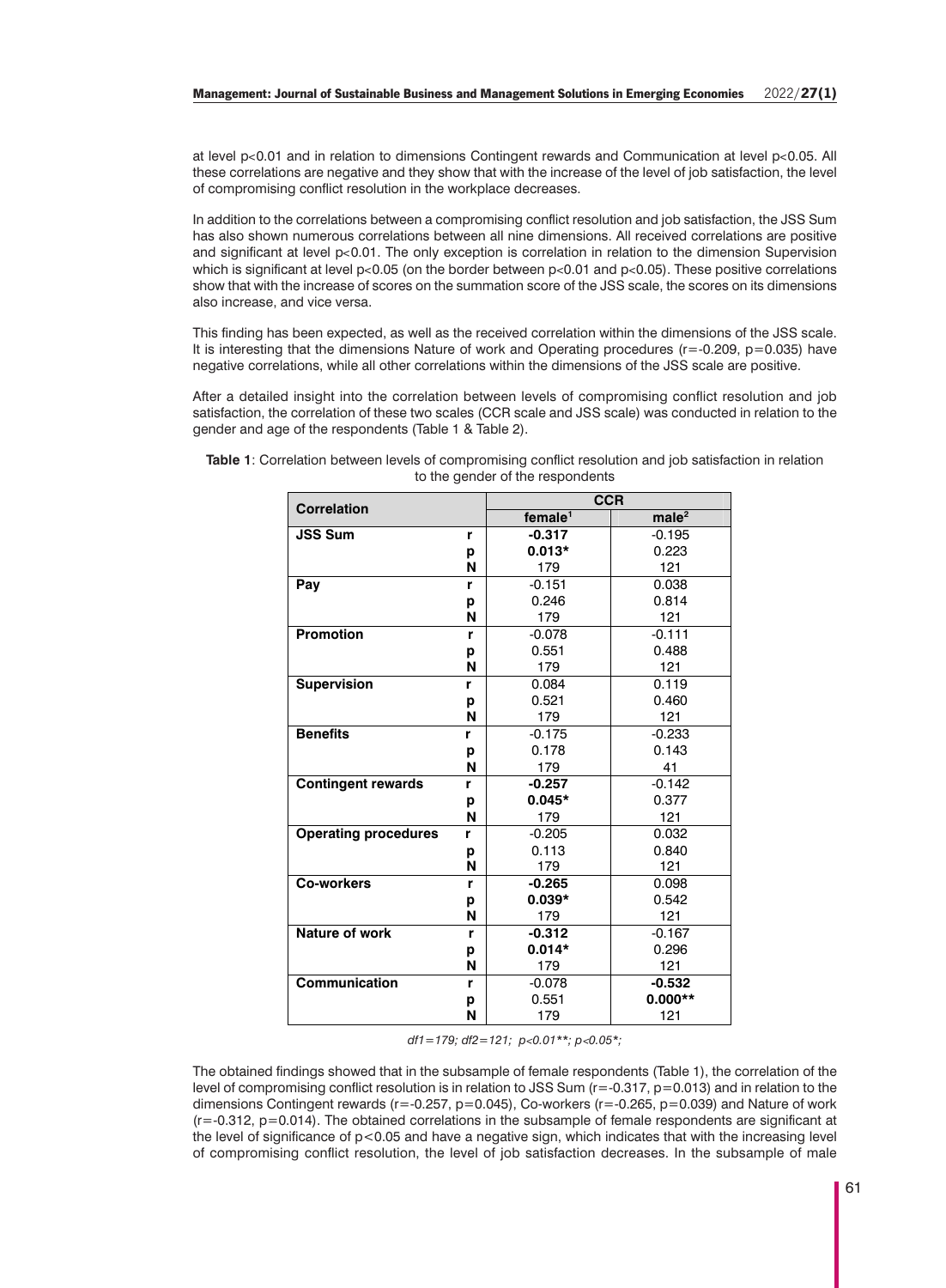at level p<0.01 and in relation to dimensions Contingent rewards and Communication at level p<0.05. All these correlations are negative and they show that with the increase of the level of job satisfaction, the level of compromising conflict resolution in the workplace decreases.

In addition to the correlations between a compromising conflict resolution and job satisfaction, the JSS Sum has also shown numerous correlations between all nine dimensions. All received correlations are positive and significant at level p<0.01. The only exception is correlation in relation to the dimension Supervision which is significant at level p<0.05 (on the border between p<0.01 and p<0.05). These positive correlations show that with the increase of scores on the summation score of the JSS scale, the scores on its dimensions also increase, and vice versa.

This finding has been expected, as well as the received correlation within the dimensions of the JSS scale. It is interesting that the dimensions Nature of work and Operating procedures (r=-0.209, p=0.035) have negative correlations, while all other correlations within the dimensions of the JSS scale are positive.

After a detailed insight into the correlation between levels of compromising conflict resolution and job satisfaction, the correlation of these two scales (CCR scale and JSS scale) was conducted in relation to the gender and age of the respondents (Table 1 & Table 2).

**Table 1**: Correlation between levels of compromising conflict resolution and job satisfaction in relation to the gender of the respondents

| Correlation | | CCR | |
|---|---|---|---|
| | | female[1] | male[2] |
| **JSS Sum** | **r** | **-0.317** | -0.195 |
| | **p** | **0.013*** | 0.223 |
| | **N** | 179 | 121 |
| **Pay** | **r** | -0.151 | 0.038 |
| | **p** | 0.246 | 0.814 |
| | **N** | 179 | 121 |
| **Promotion** | **r** | -0.078 | -0.111 |
| | **p** | 0.551 | 0.488 |
| | **N** | 179 | 121 |
| **Supervision** | **r** | 0.084 | 0.119 |
| | **p** | 0.521 | 0.460 |
| | **N** | 179 | 121 |
| **Benefits** | **r** | -0.175 | -0.233 |
| | **p** | 0.178 | 0.143 |
| | **N** | 179 | 41 |
| **Contingent rewards** | **r** | **-0.257** | -0.142 |
| | **p** | **0.045*** | 0.377 |
| | **N** | 179 | 121 |
| **Operating procedures** | **r** | -0.205 | 0.032 |
| | **p** | 0.113 | 0.840 |
| | **N** | 179 | 121 |
| **Co-workers** | **r** | **-0.265** | 0.098 |
| | **p** | **0.039*** | 0.542 |
| | **N** | 179 | 121 |
| **Nature of work** | **r** | **-0.312** | -0.167 |
| | **p** | **0.014*** | 0.296 |
| | **N** | 179 | 121 |
| **Communication** | **r** | -0.078 | **-0.532** |
| | **p** | 0.551 | **0.000**** |
| | **N** | 179 | 121 |

*df1=179; df2=121; p<0.01**; p<0.05*;*

The obtained findings showed that in the subsample of female respondents (Table 1), the correlation of the level of compromising conflict resolution is in relation to JSS Sum (r=-0.317, p=0.013) and in relation to the dimensions Contingent rewards (r=-0.257, p=0.045), Co-workers (r=-0.265, p=0.039) and Nature of work (r=-0.312, p=0.014). The obtained correlations in the subsample of female respondents are significant at the level of significance of p<0.05 and have a negative sign, which indicates that with the increasing level of compromising conflict resolution, the level of job satisfaction decreases. In the subsample of male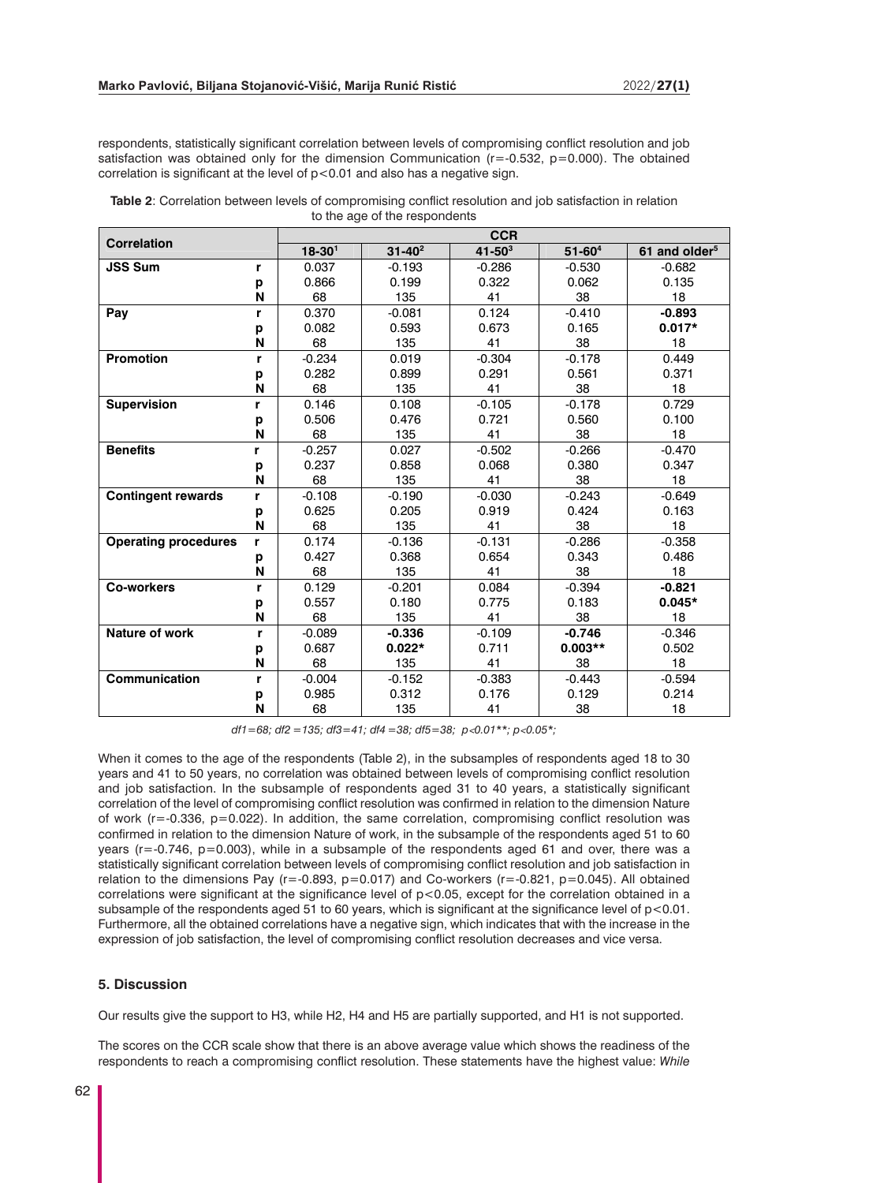respondents, statistically significant correlation between levels of compromising conflict resolution and job satisfaction was obtained only for the dimension Communication ($r=-0.532$, $p=0.000$). The obtained correlation is significant at the level of $p<0.01$ and also has a negative sign.

**Table 2**: Correlation between levels of compromising conflict resolution and job satisfaction in relation to the age of the respondents

| Correlation | | CCR | | | | |
|---|---|---|---|---|---|---|
| | | 18-30[1] | 31-40[2] | 41-50[3] | 51-60[4] | 61 and older[5] |
| **JSS Sum** | r | 0.037 | -0.193 | -0.286 | -0.530 | -0.682 |
| | p | 0.866 | 0.199 | 0.322 | 0.062 | 0.135 |
| | N | 68 | 135 | 41 | 38 | 18 |
| **Pay** | r | 0.370 | -0.081 | 0.124 | -0.410 | **-0.893** |
| | p | 0.082 | 0.593 | 0.673 | 0.165 | **0.017*** |
| | N | 68 | 135 | 41 | 38 | 18 |
| **Promotion** | r | -0.234 | 0.019 | -0.304 | -0.178 | 0.449 |
| | p | 0.282 | 0.899 | 0.291 | 0.561 | 0.371 |
| | N | 68 | 135 | 41 | 38 | 18 |
| **Supervision** | r | 0.146 | 0.108 | -0.105 | -0.178 | 0.729 |
| | p | 0.506 | 0.476 | 0.721 | 0.560 | 0.100 |
| | N | 68 | 135 | 41 | 38 | 18 |
| **Benefits** | r | -0.257 | 0.027 | -0.502 | -0.266 | -0.470 |
| | p | 0.237 | 0.858 | 0.068 | 0.380 | 0.347 |
| | N | 68 | 135 | 41 | 38 | 18 |
| **Contingent rewards** | r | -0.108 | -0.190 | -0.030 | -0.243 | -0.649 |
| | p | 0.625 | 0.205 | 0.919 | 0.424 | 0.163 |
| | N | 68 | 135 | 41 | 38 | 18 |
| **Operating procedures** | r | 0.174 | -0.136 | -0.131 | -0.286 | -0.358 |
| | p | 0.427 | 0.368 | 0.654 | 0.343 | 0.486 |
| | N | 68 | 135 | 41 | 38 | 18 |
| **Co-workers** | r | 0.129 | -0.201 | 0.084 | -0.394 | **-0.821** |
| | p | 0.557 | 0.180 | 0.775 | 0.183 | **0.045*** |
| | N | 68 | 135 | 41 | 38 | 18 |
| **Nature of work** | r | -0.089 | **-0.336** | -0.109 | **-0.746** | -0.346 |
| | p | 0.687 | **0.022*** | 0.711 | **0.003**** | 0.502 |
| | N | 68 | 135 | 41 | 38 | 18 |
| **Communication** | r | -0.004 | -0.152 | -0.383 | -0.443 | -0.594 |
| | p | 0.985 | 0.312 | 0.176 | 0.129 | 0.214 |
| | N | 68 | 135 | 41 | 38 | 18 |

*df1=68; df2 =135; df3=41; df4 =38; df5=38; p<0.01**; p<0.05*;*

When it comes to the age of the respondents (Table 2), in the subsamples of respondents aged 18 to 30 years and 41 to 50 years, no correlation was obtained between levels of compromising conflict resolution and job satisfaction. In the subsample of respondents aged 31 to 40 years, a statistically significant correlation of the level of compromising conflict resolution was confirmed in relation to the dimension Nature of work ($r=-0.336$, $p=0.022$). In addition, the same correlation, compromising conflict resolution was confirmed in relation to the dimension Nature of work, in the subsample of the respondents aged 51 to 60 years ($r=-0.746$, $p=0.003$), while in a subsample of the respondents aged 61 and over, there was a statistically significant correlation between levels of compromising conflict resolution and job satisfaction in relation to the dimensions Pay ($r=-0.893$, $p=0.017$) and Co-workers ($r=-0.821$, $p=0.045$). All obtained correlations were significant at the significance level of $p<0.05$, except for the correlation obtained in a subsample of the respondents aged 51 to 60 years, which is significant at the significance level of $p<0.01$. Furthermore, all the obtained correlations have a negative sign, which indicates that with the increase in the expression of job satisfaction, the level of compromising conflict resolution decreases and vice versa.

## 5. Discussion

Our results give the support to H3, while H2, H4 and H5 are partially supported, and H1 is not supported.

The scores on the CCR scale show that there is an above average value which shows the readiness of the respondents to reach a compromising conflict resolution. These statements have the highest value: *While*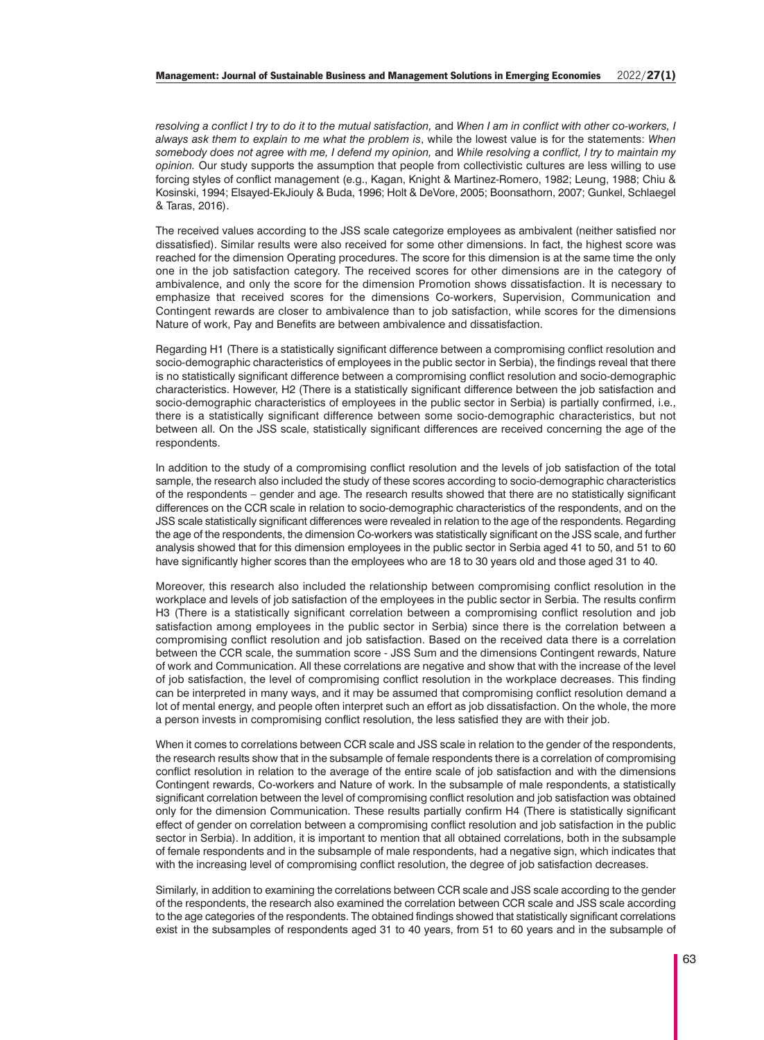*resolving a conflict I try to do it to the mutual satisfaction,* and *When I am in conflict with other co-workers, I always ask them to explain to me what the problem is*, while the lowest value is for the statements: *When somebody does not agree with me, I defend my opinion,* and *While resolving a conflict, I try to maintain my opinion.* Our study supports the assumption that people from collectivistic cultures are less willing to use forcing styles of conflict management (e.g., Kagan, Knight & Martinez-Romero, 1982; Leung, 1988; Chiu & Kosinski, 1994; Elsayed-EkJiouly & Buda, 1996; Holt & DeVore, 2005; Boonsathorn, 2007; Gunkel, Schlaegel & Taras, 2016).

The received values according to the JSS scale categorize employees as ambivalent (neither satisfied nor dissatisfied). Similar results were also received for some other dimensions. In fact, the highest score was reached for the dimension Operating procedures. The score for this dimension is at the same time the only one in the job satisfaction category. The received scores for other dimensions are in the category of ambivalence, and only the score for the dimension Promotion shows dissatisfaction. It is necessary to emphasize that received scores for the dimensions Co-workers, Supervision, Communication and Contingent rewards are closer to ambivalence than to job satisfaction, while scores for the dimensions Nature of work, Pay and Benefits are between ambivalence and dissatisfaction.

Regarding H1 (There is a statistically significant difference between a compromising conflict resolution and socio-demographic characteristics of employees in the public sector in Serbia), the findings reveal that there is no statistically significant difference between a compromising conflict resolution and socio-demographic characteristics. However, H2 (There is a statistically significant difference between the job satisfaction and socio-demographic characteristics of employees in the public sector in Serbia) is partially confirmed, i.e., there is a statistically significant difference between some socio-demographic characteristics, but not between all. On the JSS scale, statistically significant differences are received concerning the age of the respondents.

In addition to the study of a compromising conflict resolution and the levels of job satisfaction of the total sample, the research also included the study of these scores according to socio-demographic characteristics of the respondents – gender and age. The research results showed that there are no statistically significant differences on the CCR scale in relation to socio-demographic characteristics of the respondents, and on the JSS scale statistically significant differences were revealed in relation to the age of the respondents. Regarding the age of the respondents, the dimension Co-workers was statistically significant on the JSS scale, and further analysis showed that for this dimension employees in the public sector in Serbia aged 41 to 50, and 51 to 60 have significantly higher scores than the employees who are 18 to 30 years old and those aged 31 to 40.

Moreover, this research also included the relationship between compromising conflict resolution in the workplace and levels of job satisfaction of the employees in the public sector in Serbia. The results confirm H3 (There is a statistically significant correlation between a compromising conflict resolution and job satisfaction among employees in the public sector in Serbia) since there is the correlation between a compromising conflict resolution and job satisfaction. Based on the received data there is a correlation between the CCR scale, the summation score - JSS Sum and the dimensions Contingent rewards, Nature of work and Communication. All these correlations are negative and show that with the increase of the level of job satisfaction, the level of compromising conflict resolution in the workplace decreases. This finding can be interpreted in many ways, and it may be assumed that compromising conflict resolution demand a lot of mental energy, and people often interpret such an effort as job dissatisfaction. On the whole, the more a person invests in compromising conflict resolution, the less satisfied they are with their job.

When it comes to correlations between CCR scale and JSS scale in relation to the gender of the respondents, the research results show that in the subsample of female respondents there is a correlation of compromising conflict resolution in relation to the average of the entire scale of job satisfaction and with the dimensions Contingent rewards, Co-workers and Nature of work. In the subsample of male respondents, a statistically significant correlation between the level of compromising conflict resolution and job satisfaction was obtained only for the dimension Communication. These results partially confirm H4 (There is statistically significant effect of gender on correlation between a compromising conflict resolution and job satisfaction in the public sector in Serbia). In addition, it is important to mention that all obtained correlations, both in the subsample of female respondents and in the subsample of male respondents, had a negative sign, which indicates that with the increasing level of compromising conflict resolution, the degree of job satisfaction decreases.

Similarly, in addition to examining the correlations between CCR scale and JSS scale according to the gender of the respondents, the research also examined the correlation between CCR scale and JSS scale according to the age categories of the respondents. The obtained findings showed that statistically significant correlations exist in the subsamples of respondents aged 31 to 40 years, from 51 to 60 years and in the subsample of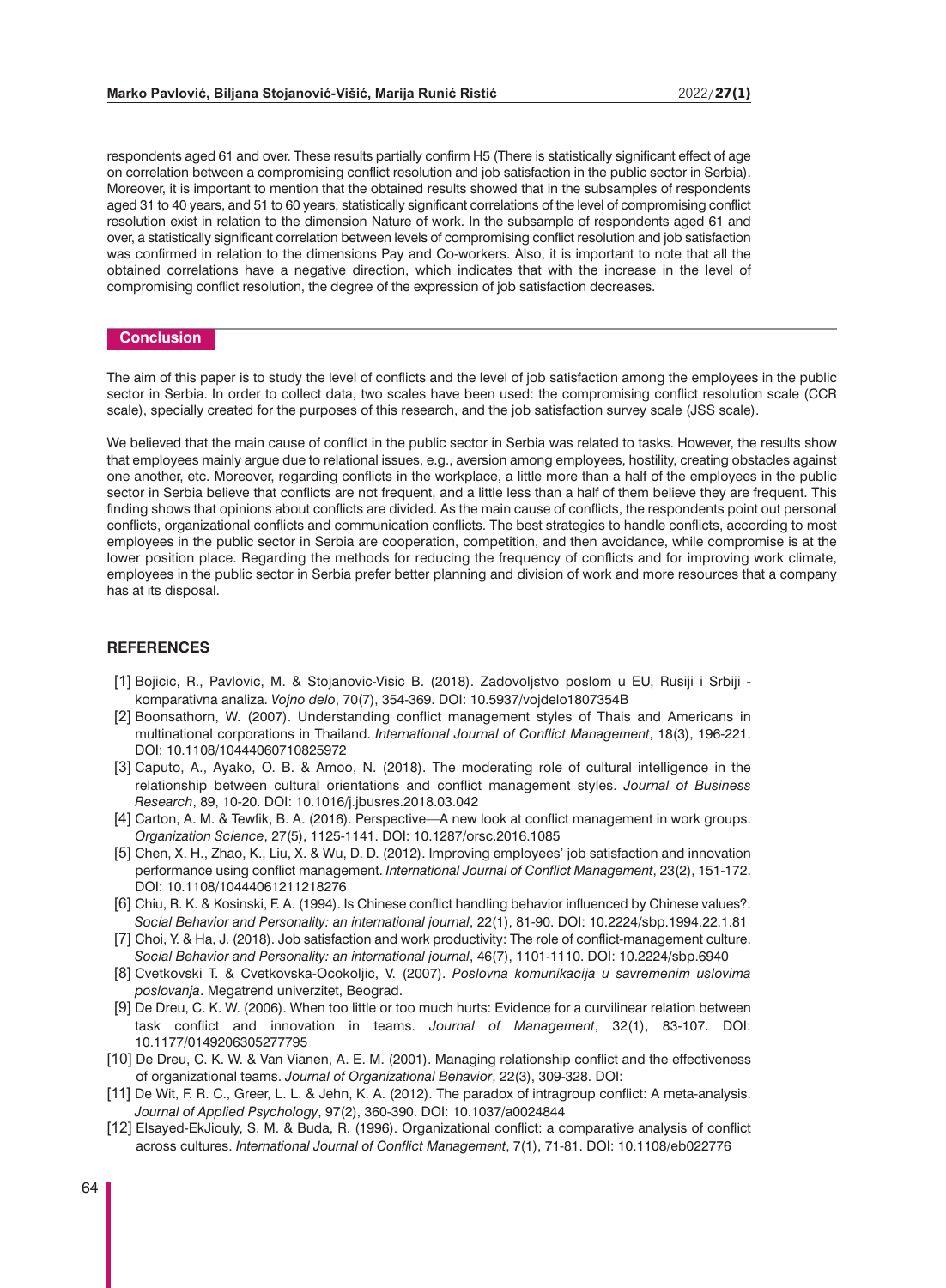respondents aged 61 and over. These results partially confirm H5 (There is statistically significant effect of age on correlation between a compromising conflict resolution and job satisfaction in the public sector in Serbia). Moreover, it is important to mention that the obtained results showed that in the subsamples of respondents aged 31 to 40 years, and 51 to 60 years, statistically significant correlations of the level of compromising conflict resolution exist in relation to the dimension Nature of work. In the subsample of respondents aged 61 and over, a statistically significant correlation between levels of compromising conflict resolution and job satisfaction was confirmed in relation to the dimensions Pay and Co-workers. Also, it is important to note that all the obtained correlations have a negative direction, which indicates that with the increase in the level of compromising conflict resolution, the degree of the expression of job satisfaction decreases.

## Conclusion

The aim of this paper is to study the level of conflicts and the level of job satisfaction among the employees in the public sector in Serbia. In order to collect data, two scales have been used: the compromising conflict resolution scale (CCR scale), specially created for the purposes of this research, and the job satisfaction survey scale (JSS scale).

We believed that the main cause of conflict in the public sector in Serbia was related to tasks. However, the results show that employees mainly argue due to relational issues, e.g., aversion among employees, hostility, creating obstacles against one another, etc. Moreover, regarding conflicts in the workplace, a little more than a half of the employees in the public sector in Serbia believe that conflicts are not frequent, and a little less than a half of them believe they are frequent. This finding shows that opinions about conflicts are divided. As the main cause of conflicts, the respondents point out personal conflicts, organizational conflicts and communication conflicts. The best strategies to handle conflicts, according to most employees in the public sector in Serbia are cooperation, competition, and then avoidance, while compromise is at the lower position place. Regarding the methods for reducing the frequency of conflicts and for improving work climate, employees in the public sector in Serbia prefer better planning and division of work and more resources that a company has at its disposal.

## REFERENCES

[1] Bojicic, R., Pavlovic, M. & Stojanovic-Visic B. (2018). Zadovoljstvo poslom u EU, Rusiji i Srbiji - komparativna analiza. *Vojno delo*, 70(7), 354-369. DOI: 10.5937/vojdelo1807354B

[2] Boonsathorn, W. (2007). Understanding conflict management styles of Thais and Americans in multinational corporations in Thailand. *International Journal of Conflict Management*, 18(3), 196-221. DOI: 10.1108/10444060710825972

[3] Caputo, A., Ayako, O. B. & Amoo, N. (2018). The moderating role of cultural intelligence in the relationship between cultural orientations and conflict management styles. *Journal of Business Research*, 89, 10-20. DOI: 10.1016/j.jbusres.2018.03.042

[4] Carton, A. M. & Tewfik, B. A. (2016). Perspective—A new look at conflict management in work groups. *Organization Science*, 27(5), 1125-1141. DOI: 10.1287/orsc.2016.1085

[5] Chen, X. H., Zhao, K., Liu, X. & Wu, D. D. (2012). Improving employees' job satisfaction and innovation performance using conflict management. *International Journal of Conflict Management*, 23(2), 151-172. DOI: 10.1108/10444061211218276

[6] Chiu, R. K. & Kosinski, F. A. (1994). Is Chinese conflict handling behavior influenced by Chinese values?. *Social Behavior and Personality: an international journal*, 22(1), 81-90. DOI: 10.2224/sbp.1994.22.1.81

[7] Choi, Y. & Ha, J. (2018). Job satisfaction and work productivity: The role of conflict-management culture. *Social Behavior and Personality: an international journal*, 46(7), 1101-1110. DOI: 10.2224/sbp.6940

[8] Cvetkovski T. & Cvetkovska-Ocokoljic, V. (2007). *Poslovna komunikacija u savremenim uslovima poslovanja*. Megatrend univerzitet, Beograd.

[9] De Dreu, C. K. W. (2006). When too little or too much hurts: Evidence for a curvilinear relation between task conflict and innovation in teams. *Journal of Management*, 32(1), 83-107. DOI: 10.1177/0149206305277795

[10] De Dreu, C. K. W. & Van Vianen, A. E. M. (2001). Managing relationship conflict and the effectiveness of organizational teams. *Journal of Organizational Behavior*, 22(3), 309-328. DOI:

[11] De Wit, F. R. C., Greer, L. L. & Jehn, K. A. (2012). The paradox of intragroup conflict: A meta-analysis. *Journal of Applied Psychology*, 97(2), 360-390. DOI: 10.1037/a0024844

[12] Elsayed-EkJiouly, S. M. & Buda, R. (1996). Organizational conflict: a comparative analysis of conflict across cultures. *International Journal of Conflict Management*, 7(1), 71-81. DOI: 10.1108/eb022776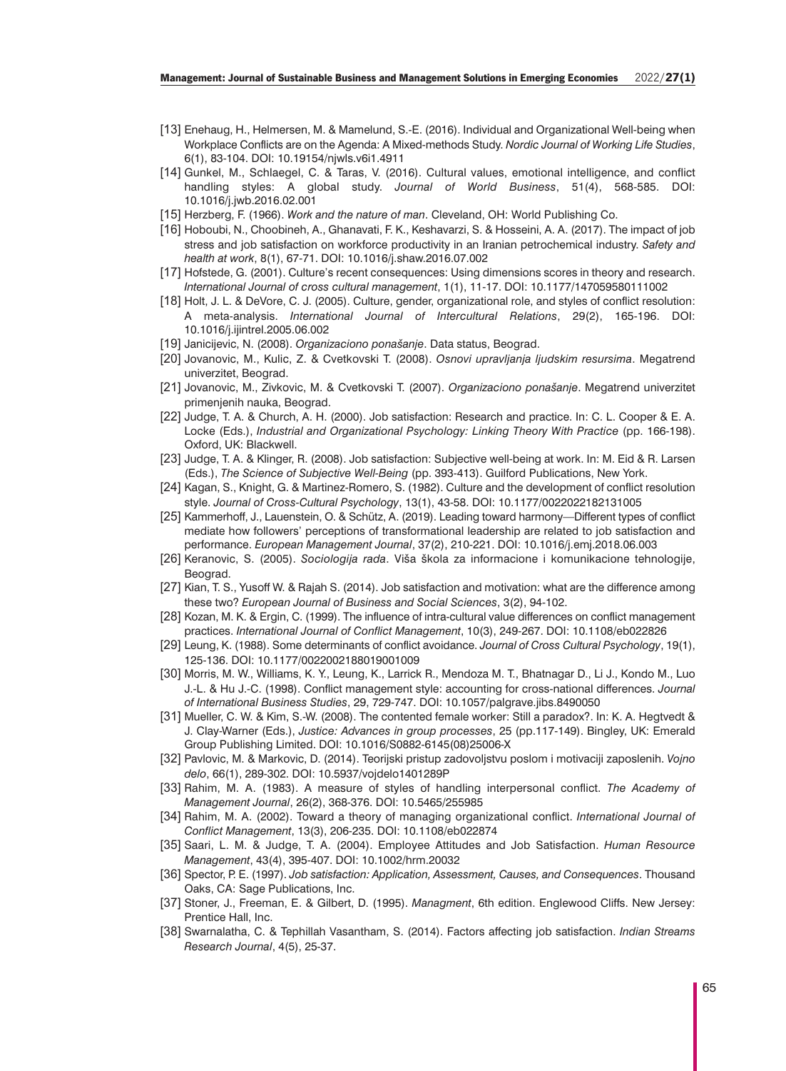[13] Enehaug, H., Helmersen, M. & Mamelund, S.-E. (2016). Individual and Organizational Well-being when Workplace Conflicts are on the Agenda: A Mixed-methods Study. *Nordic Journal of Working Life Studies*, 6(1), 83-104. DOI: 10.19154/njwls.v6i1.4911

[14] Gunkel, M., Schlaegel, C. & Taras, V. (2016). Cultural values, emotional intelligence, and conflict handling styles: A global study. *Journal of World Business*, 51(4), 568-585. DOI: 10.1016/j.jwb.2016.02.001

[15] Herzberg, F. (1966). *Work and the nature of man*. Cleveland, OH: World Publishing Co.

[16] Hoboubi, N., Choobineh, A., Ghanavati, F. K., Keshavarzi, S. & Hosseini, A. A. (2017). The impact of job stress and job satisfaction on workforce productivity in an Iranian petrochemical industry. *Safety and health at work*, 8(1), 67-71. DOI: 10.1016/j.shaw.2016.07.002

[17] Hofstede, G. (2001). Culture's recent consequences: Using dimensions scores in theory and research. *International Journal of cross cultural management*, 1(1), 11-17. DOI: 10.1177/147059580111002

[18] Holt, J. L. & DeVore, C. J. (2005). Culture, gender, organizational role, and styles of conflict resolution: A meta-analysis. *International Journal of Intercultural Relations*, 29(2), 165-196. DOI: 10.1016/j.ijintrel.2005.06.002

[19] Janicijevic, N. (2008). *Organizaciono ponašanje*. Data status, Beograd.

[20] Jovanovic, M., Kulic, Z. & Cvetkovski T. (2008). *Osnovi upravljanja ljudskim resursima*. Megatrend univerzitet, Beograd.

[21] Jovanovic, M., Zivkovic, M. & Cvetkovski T. (2007). *Organizaciono ponašanje*. Megatrend univerzitet primenjenih nauka, Beograd.

[22] Judge, T. A. & Church, A. H. (2000). Job satisfaction: Research and practice. In: C. L. Cooper & E. A. Locke (Eds.), *Industrial and Organizational Psychology: Linking Theory With Practice* (pp. 166-198). Oxford, UK: Blackwell.

[23] Judge, T. A. & Klinger, R. (2008). Job satisfaction: Subjective well-being at work. In: M. Eid & R. Larsen (Eds.), *The Science of Subjective Well-Being* (pp. 393-413). Guilford Publications, New York.

[24] Kagan, S., Knight, G. & Martinez-Romero, S. (1982). Culture and the development of conflict resolution style. *Journal of Cross-Cultural Psychology*, 13(1), 43-58. DOI: 10.1177/0022022182131005

[25] Kammerhoff, J., Lauenstein, O. & Schütz, A. (2019). Leading toward harmony—Different types of conflict mediate how followers' perceptions of transformational leadership are related to job satisfaction and performance. *European Management Journal*, 37(2), 210-221. DOI: 10.1016/j.emj.2018.06.003

[26] Keranovic, S. (2005). *Sociologija rada*. Viša škola za informacione i komunikacione tehnologije, Beograd.

[27] Kian, T. S., Yusoff W. & Rajah S. (2014). Job satisfaction and motivation: what are the difference among these two? *European Journal of Business and Social Sciences*, 3(2), 94-102.

[28] Kozan, M. K. & Ergin, C. (1999). The influence of intra-cultural value differences on conflict management practices. *International Journal of Conflict Management*, 10(3), 249-267. DOI: 10.1108/eb022826

[29] Leung, K. (1988). Some determinants of conflict avoidance. *Journal of Cross Cultural Psychology*, 19(1), 125-136. DOI: 10.1177/0022002188019001009

[30] Morris, M. W., Williams, K. Y., Leung, K., Larrick R., Mendoza M. T., Bhatnagar D., Li J., Kondo M., Luo J.-L. & Hu J.-C. (1998). Conflict management style: accounting for cross-national differences. *Journal of International Business Studies*, 29, 729-747. DOI: 10.1057/palgrave.jibs.8490050

[31] Mueller, C. W. & Kim, S.-W. (2008). The contented female worker: Still a paradox?. In: K. A. Hegtvedt & J. Clay-Warner (Eds.), *Justice: Advances in group processes*, 25 (pp.117-149). Bingley, UK: Emerald Group Publishing Limited. DOI: 10.1016/S0882-6145(08)25006-X

[32] Pavlovic, M. & Markovic, D. (2014). Teorijski pristup zadovoljstvu poslom i motivaciji zaposlenih. *Vojno delo*, 66(1), 289-302. DOI: 10.5937/vojdelo1401289P

[33] Rahim, M. A. (1983). A measure of styles of handling interpersonal conflict. *The Academy of Management Journal*, 26(2), 368-376. DOI: 10.5465/255985

[34] Rahim, M. A. (2002). Toward a theory of managing organizational conflict. *International Journal of Conflict Management*, 13(3), 206-235. DOI: 10.1108/eb022874

[35] Saari, L. M. & Judge, T. A. (2004). Employee Attitudes and Job Satisfaction. *Human Resource Management*, 43(4), 395-407. DOI: 10.1002/hrm.20032

[36] Spector, P. E. (1997). *Job satisfaction: Application, Assessment, Causes, and Consequences*. Thousand Oaks, CA: Sage Publications, Inc.

[37] Stoner, J., Freeman, E. & Gilbert, D. (1995). *Managment*, 6th edition. Englewood Cliffs. New Jersey: Prentice Hall, Inc.

[38] Swarnalatha, C. & Tephillah Vasantham, S. (2014). Factors affecting job satisfaction. *Indian Streams Research Journal*, 4(5), 25-37.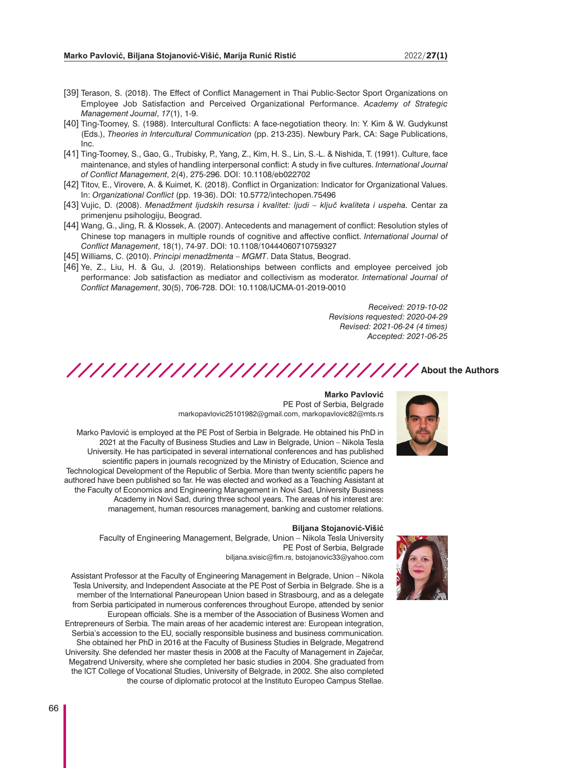[39] Terason, S. (2018). The Effect of Conflict Management in Thai Public-Sector Sport Organizations on Employee Job Satisfaction and Perceived Organizational Performance. *Academy of Strategic Management Journal*, *17*(1), 1-9.

[40] Ting-Toomey, S. (1988). Intercultural Conflicts: A face-negotiation theory. In: Y. Kim & W. Gudykunst (Eds.), *Theories in Intercultural Communication* (pp. 213-235). Newbury Park, CA: Sage Publications, Inc.

[41] Ting-Toomey, S., Gao, G., Trubisky, P., Yang, Z., Kim, H. S., Lin, S.-L. & Nishida, T. (1991). Culture, face maintenance, and styles of handling interpersonal conflict: A study in five cultures. *International Journal of Conflict Management*, 2(4), 275-296. DOI: 10.1108/eb022702

[42] Titov, E., Virovere, A. & Kuimet, K. (2018). Conflict in Organization: Indicator for Organizational Values. In: *Organizational Conflict* (pp. 19-36). DOI: 10.5772/intechopen.75496

[43] Vujic, D. (2008). *Menadžment ljudskih resursa i kvalitet: ljudi – ključ kvaliteta i uspeha.* Centar za primenjenu psihologiju, Beograd.

[44] Wang, G., Jing, R. & Klossek, A. (2007). Antecedents and management of conflict: Resolution styles of Chinese top managers in multiple rounds of cognitive and affective conflict. *International Journal of Conflict Management*, 18(1), 74-97. DOI: 10.1108/10444060710759327

[45] Williams, C. (2010). *Principi menadžmenta – MGMT*. Data Status, Beograd.

[46] Ye, Z., Liu, H. & Gu, J. (2019). Relationships between conflicts and employee perceived job performance: Job satisfaction as mediator and collectivism as moderator. *International Journal of Conflict Management*, 30(5), 706-728. DOI: 10.1108/IJCMA-01-2019-0010

*Received: 2019-10-02*
*Revisions requested: 2020-04-29*
*Revised: 2021-06-24 (4 times)*
*Accepted: 2021-06-25*

## About the Authors

**Marko Pavlović**
PE Post of Serbia, Belgrade
markopavlovic25101982@gmail.com, markopavlovic82@mts.rs

Marko Pavlović is employed at the PE Post of Serbia in Belgrade. He obtained his PhD in 2021 at the Faculty of Business Studies and Law in Belgrade, Union – Nikola Tesla University. He has participated in several international conferences and has published scientific papers in journals recognized by the Ministry of Education, Science and Technological Development of the Republic of Serbia. More than twenty scientific papers he authored have been published so far. He was elected and worked as a Teaching Assistant at the Faculty of Economics and Engineering Management in Novi Sad, University Business Academy in Novi Sad, during three school years. The areas of his interest are: management, human resources management, banking and customer relations.

**Biljana Stojanović-Višić**
Faculty of Engineering Management, Belgrade, Union – Nikola Tesla University
PE Post of Serbia, Belgrade
biljana.svisic@fim.rs, bstojanovic33@yahoo.com

Assistant Professor at the Faculty of Engineering Management in Belgrade, Union – Nikola Tesla University, and Independent Associate at the PE Post of Serbia in Belgrade. She is a member of the International Paneuropean Union based in Strasbourg, and as a delegate from Serbia participated in numerous conferences throughout Europe, attended by senior European officials. She is a member of the Association of Business Women and Entrepreneurs of Serbia. The main areas of her academic interest are: European integration, Serbia's accession to the EU, socially responsible business and business communication. She obtained her PhD in 2016 at the Faculty of Business Studies in Belgrade, Megatrend University. She defended her master thesis in 2008 at the Faculty of Management in Zaječar, Megatrend University, where she completed her basic studies in 2004. She graduated from the ICT College of Vocational Studies, University of Belgrade, in 2002. She also completed the course of diplomatic protocol at the Instituto Europeo Campus Stellae.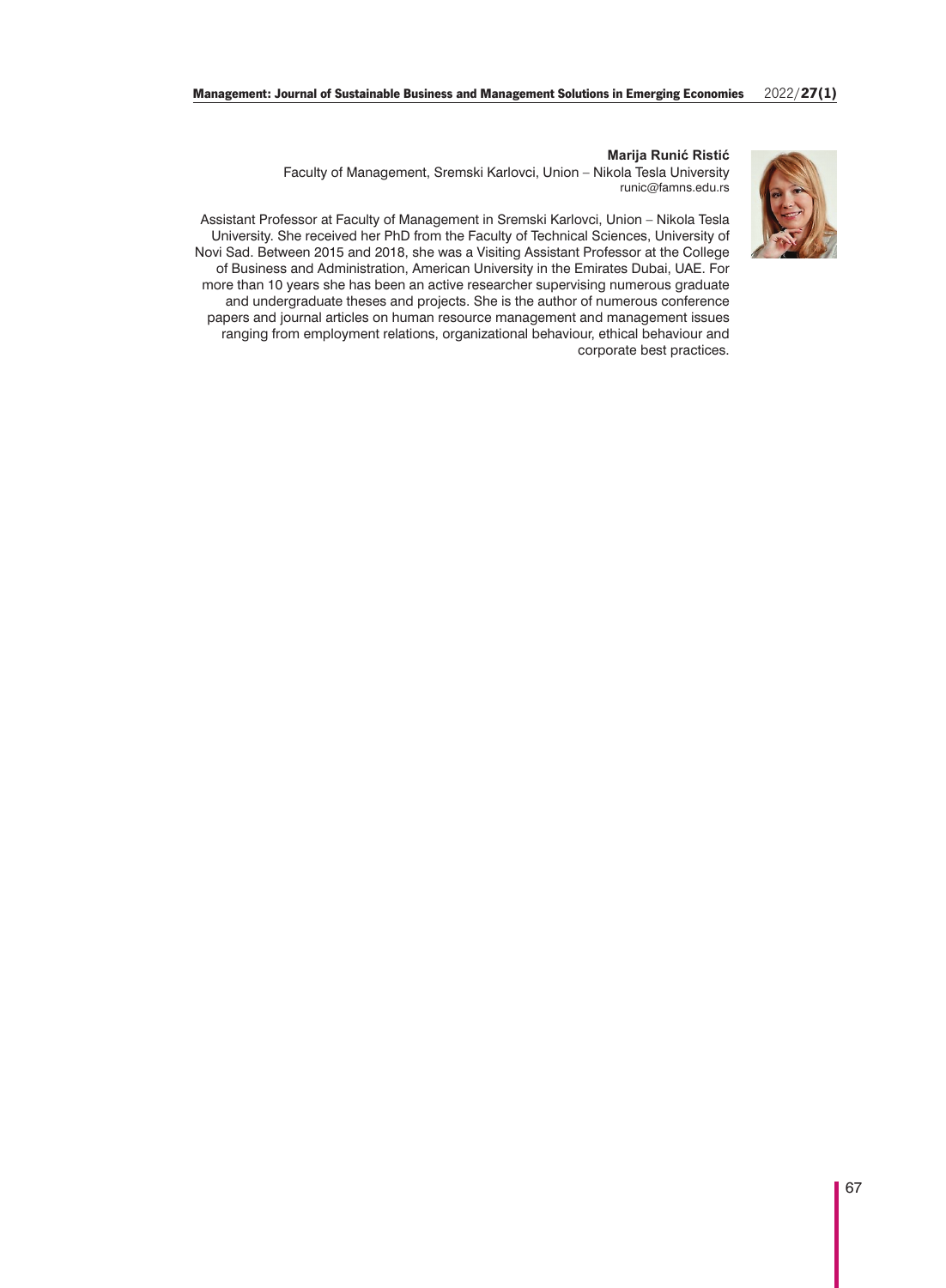**Marija Runić Ristić**

Faculty of Management, Sremski Karlovci, Union – Nikola Tesla University
runic@famns.edu.rs

Assistant Professor at Faculty of Management in Sremski Karlovci, Union – Nikola Tesla University. She received her PhD from the Faculty of Technical Sciences, University of Novi Sad. Between 2015 and 2018, she was a Visiting Assistant Professor at the College of Business and Administration, American University in the Emirates Dubai, UAE. For more than 10 years she has been an active researcher supervising numerous graduate and undergraduate theses and projects. She is the author of numerous conference papers and journal articles on human resource management and management issues ranging from employment relations, organizational behaviour, ethical behaviour and corporate best practices.